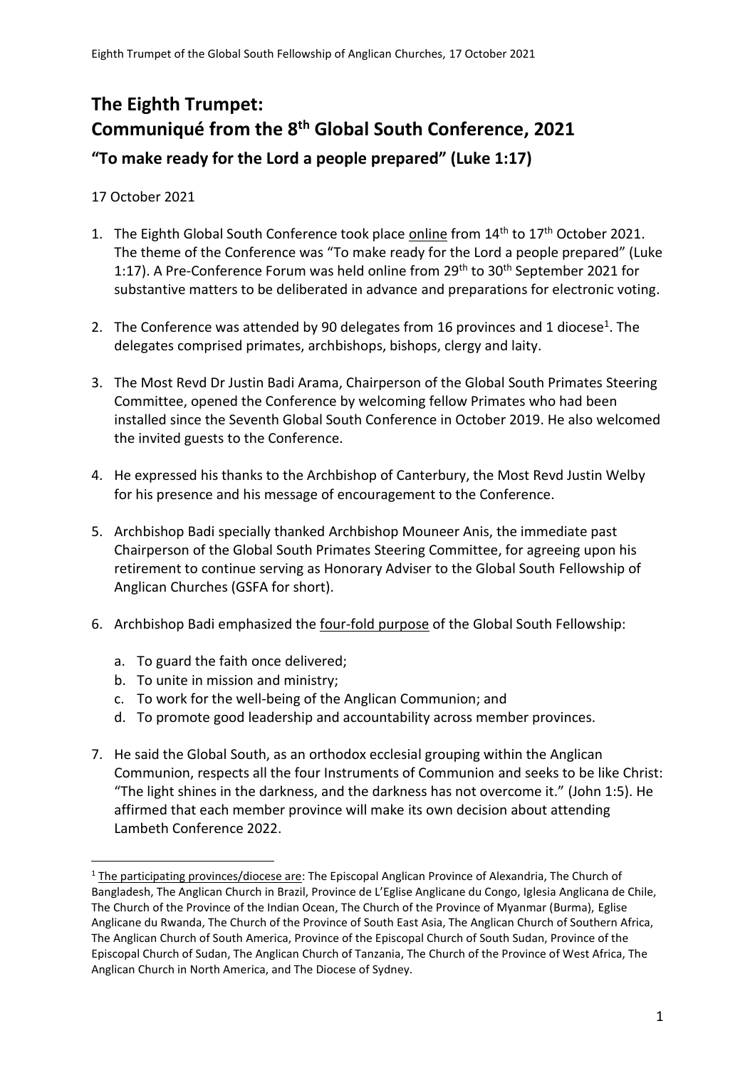# The Eighth Trumpet: Communiqué from the 8th Global South Conference, 2021

## "To make ready for the Lord a people prepared" (Luke 1:17)

17 October 2021

1. The Eighth Global South Conference took place online from 14th to 17th October 2021. The theme of the Conference was "To make ready for the Lord a people prepared" (Luke 1:17). A Pre-Conference Forum was held online from 29th to 30th September 2021 for substantive matters to be deliberated in advance and preparations for electronic voting.

2. The Conference was attended by 90 delegates from 16 provinces and 1 diocese[1]. The delegates comprised primates, archbishops, bishops, clergy and laity.

3. The Most Revd Dr Justin Badi Arama, Chairperson of the Global South Primates Steering Committee, opened the Conference by welcoming fellow Primates who had been installed since the Seventh Global South Conference in October 2019. He also welcomed the invited guests to the Conference.

4. He expressed his thanks to the Archbishop of Canterbury, the Most Revd Justin Welby for his presence and his message of encouragement to the Conference.

5. Archbishop Badi specially thanked Archbishop Mouneer Anis, the immediate past Chairperson of the Global South Primates Steering Committee, for agreeing upon his retirement to continue serving as Honorary Adviser to the Global South Fellowship of Anglican Churches (GSFA for short).

6. Archbishop Badi emphasized the four-fold purpose of the Global South Fellowship:

   a. To guard the faith once delivered;
   b. To unite in mission and ministry;
   c. To work for the well-being of the Anglican Communion; and
   d. To promote good leadership and accountability across member provinces.

7. He said the Global South, as an orthodox ecclesial grouping within the Anglican Communion, respects all the four Instruments of Communion and seeks to be like Christ: "The light shines in the darkness, and the darkness has not overcome it." (John 1:5). He affirmed that each member province will make its own decision about attending Lambeth Conference 2022.

---

[1] The participating provinces/diocese are: The Episcopal Anglican Province of Alexandria, The Church of Bangladesh, The Anglican Church in Brazil, Province de L'Eglise Anglicane du Congo, Iglesia Anglicana de Chile, The Church of the Province of the Indian Ocean, The Church of the Province of Myanmar (Burma), Eglise Anglicane du Rwanda, The Church of the Province of South East Asia, The Anglican Church of Southern Africa, The Anglican Church of South America, Province of the Episcopal Church of South Sudan, Province of the Episcopal Church of Sudan, The Anglican Church of Tanzania, The Church of the Province of West Africa, The Anglican Church in North America, and The Diocese of Sydney.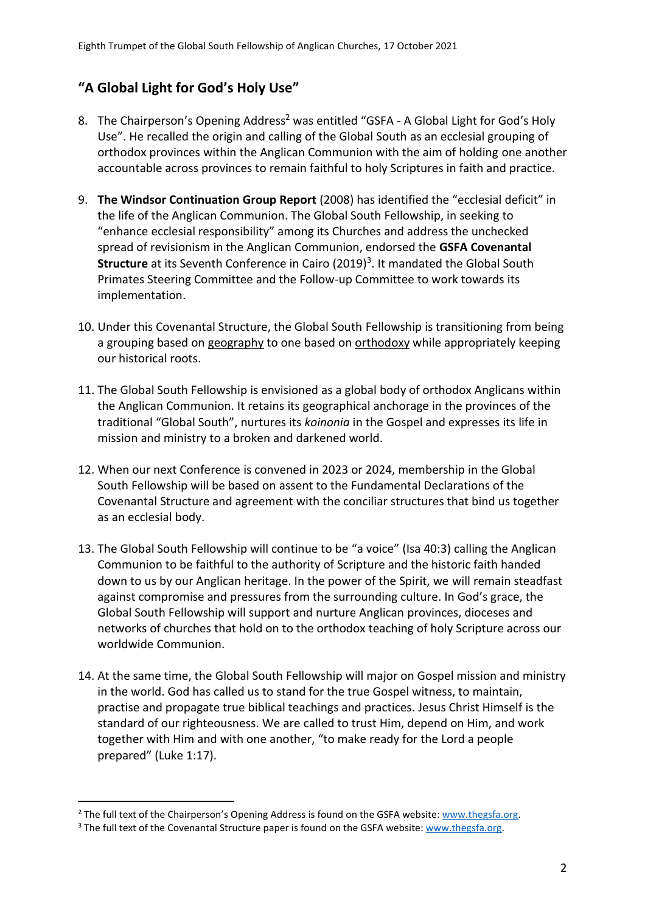## "A Global Light for God's Holy Use"

8. The Chairperson's Opening Address[2] was entitled "GSFA - A Global Light for God's Holy Use". He recalled the origin and calling of the Global South as an ecclesial grouping of orthodox provinces within the Anglican Communion with the aim of holding one another accountable across provinces to remain faithful to holy Scriptures in faith and practice.

9. **The Windsor Continuation Group Report** (2008) has identified the "ecclesial deficit" in the life of the Anglican Communion. The Global South Fellowship, in seeking to "enhance ecclesial responsibility" among its Churches and address the unchecked spread of revisionism in the Anglican Communion, endorsed the **GSFA Covenantal Structure** at its Seventh Conference in Cairo (2019)[3]. It mandated the Global South Primates Steering Committee and the Follow-up Committee to work towards its implementation.

10. Under this Covenantal Structure, the Global South Fellowship is transitioning from being a grouping based on geography to one based on orthodoxy while appropriately keeping our historical roots.

11. The Global South Fellowship is envisioned as a global body of orthodox Anglicans within the Anglican Communion. It retains its geographical anchorage in the provinces of the traditional "Global South", nurtures its *koinonia* in the Gospel and expresses its life in mission and ministry to a broken and darkened world.

12. When our next Conference is convened in 2023 or 2024, membership in the Global South Fellowship will be based on assent to the Fundamental Declarations of the Covenantal Structure and agreement with the conciliar structures that bind us together as an ecclesial body.

13. The Global South Fellowship will continue to be "a voice" (Isa 40:3) calling the Anglican Communion to be faithful to the authority of Scripture and the historic faith handed down to us by our Anglican heritage. In the power of the Spirit, we will remain steadfast against compromise and pressures from the surrounding culture. In God's grace, the Global South Fellowship will support and nurture Anglican provinces, dioceses and networks of churches that hold on to the orthodox teaching of holy Scripture across our worldwide Communion.

14. At the same time, the Global South Fellowship will major on Gospel mission and ministry in the world. God has called us to stand for the true Gospel witness, to maintain, practise and propagate true biblical teachings and practices. Jesus Christ Himself is the standard of our righteousness. We are called to trust Him, depend on Him, and work together with Him and with one another, "to make ready for the Lord a people prepared" (Luke 1:17).

---

[2] The full text of the Chairperson's Opening Address is found on the GSFA website: www.thegsfa.org.

[3] The full text of the Covenantal Structure paper is found on the GSFA website: www.thegsfa.org.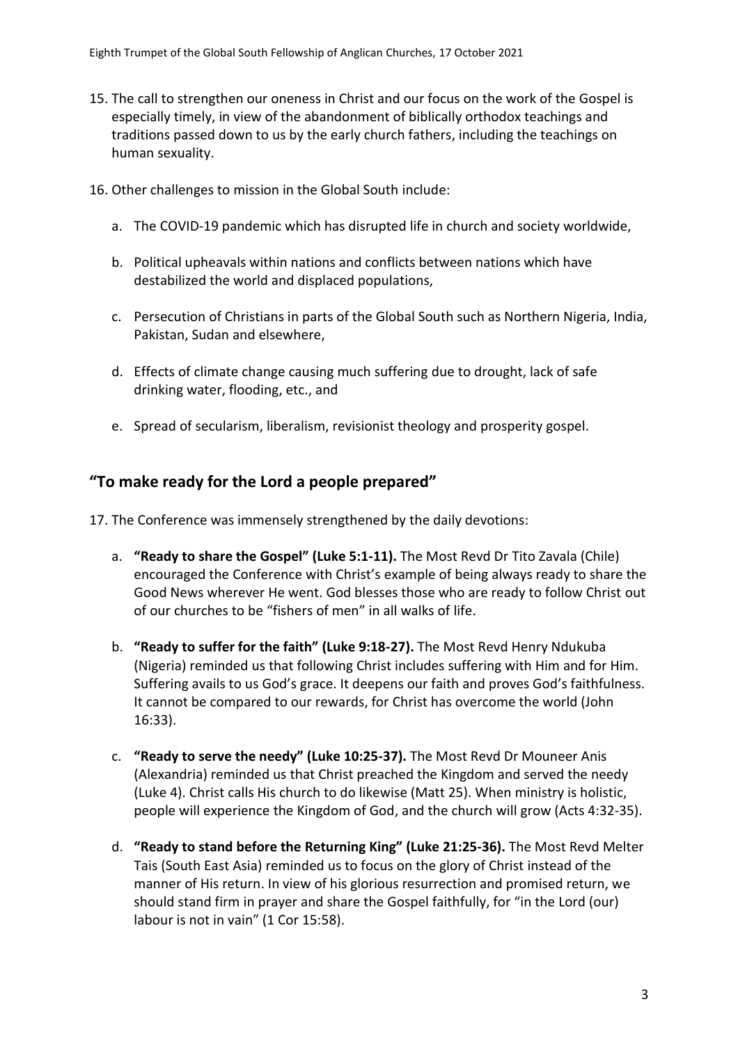15. The call to strengthen our oneness in Christ and our focus on the work of the Gospel is especially timely, in view of the abandonment of biblically orthodox teachings and traditions passed down to us by the early church fathers, including the teachings on human sexuality.

16. Other challenges to mission in the Global South include:

    a. The COVID-19 pandemic which has disrupted life in church and society worldwide,

    b. Political upheavals within nations and conflicts between nations which have destabilized the world and displaced populations,

    c. Persecution of Christians in parts of the Global South such as Northern Nigeria, India, Pakistan, Sudan and elsewhere,

    d. Effects of climate change causing much suffering due to drought, lack of safe drinking water, flooding, etc., and

    e. Spread of secularism, liberalism, revisionist theology and prosperity gospel.

## "To make ready for the Lord a people prepared"

17. The Conference was immensely strengthened by the daily devotions:

    a. **"Ready to share the Gospel" (Luke 5:1-11).** The Most Revd Dr Tito Zavala (Chile) encouraged the Conference with Christ's example of being always ready to share the Good News wherever He went. God blesses those who are ready to follow Christ out of our churches to be "fishers of men" in all walks of life.

    b. **"Ready to suffer for the faith" (Luke 9:18-27).** The Most Revd Henry Ndukuba (Nigeria) reminded us that following Christ includes suffering with Him and for Him. Suffering avails to us God's grace. It deepens our faith and proves God's faithfulness. It cannot be compared to our rewards, for Christ has overcome the world (John 16:33).

    c. **"Ready to serve the needy" (Luke 10:25-37).** The Most Revd Dr Mouneer Anis (Alexandria) reminded us that Christ preached the Kingdom and served the needy (Luke 4). Christ calls His church to do likewise (Matt 25). When ministry is holistic, people will experience the Kingdom of God, and the church will grow (Acts 4:32-35).

    d. **"Ready to stand before the Returning King" (Luke 21:25-36).** The Most Revd Melter Tais (South East Asia) reminded us to focus on the glory of Christ instead of the manner of His return. In view of his glorious resurrection and promised return, we should stand firm in prayer and share the Gospel faithfully, for "in the Lord (our) labour is not in vain" (1 Cor 15:58).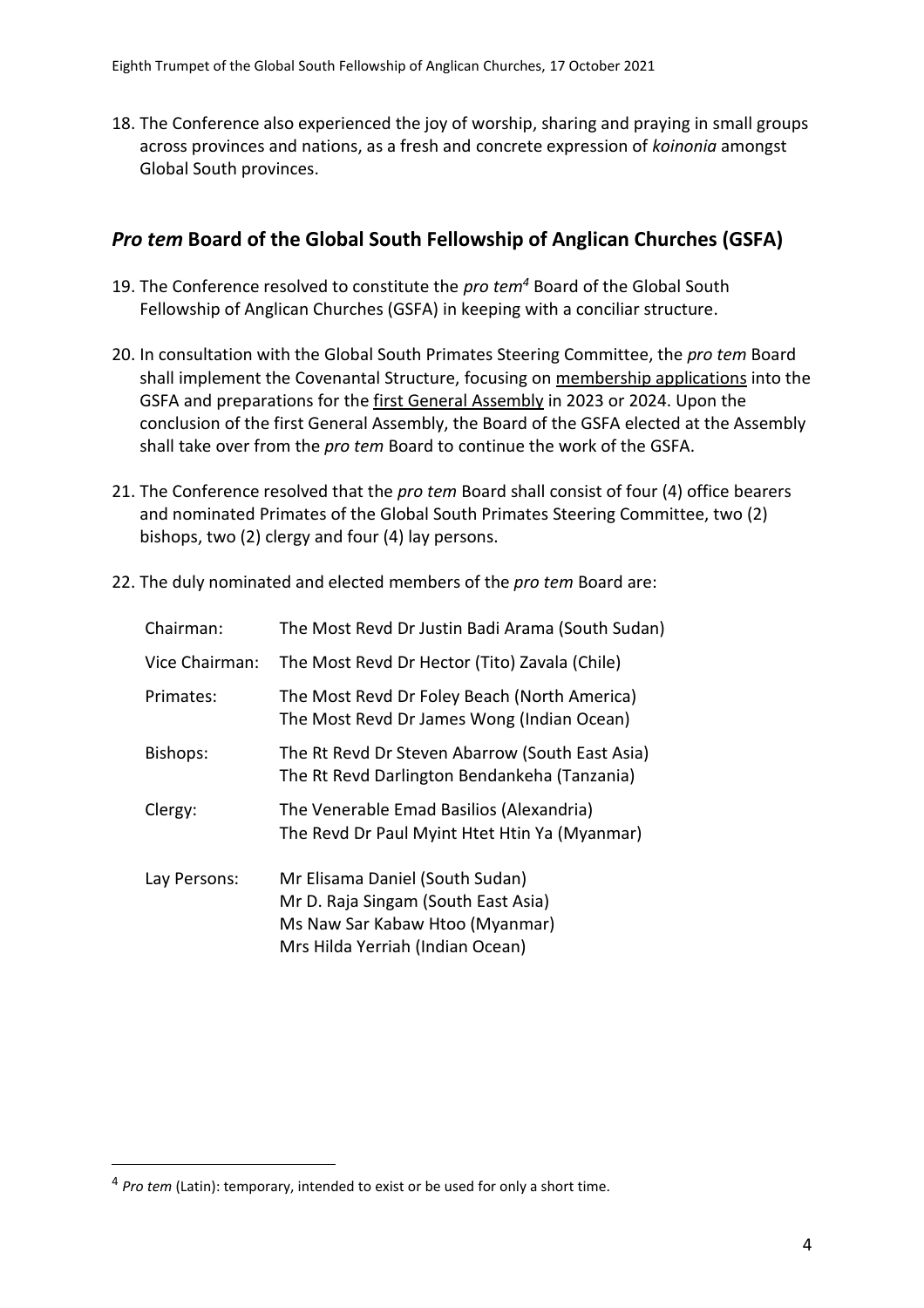18. The Conference also experienced the joy of worship, sharing and praying in small groups across provinces and nations, as a fresh and concrete expression of *koinonia* amongst Global South provinces.

## *Pro tem* Board of the Global South Fellowship of Anglican Churches (GSFA)

19. The Conference resolved to constitute the *pro tem*[4] Board of the Global South Fellowship of Anglican Churches (GSFA) in keeping with a conciliar structure.

20. In consultation with the Global South Primates Steering Committee, the *pro tem* Board shall implement the Covenantal Structure, focusing on membership applications into the GSFA and preparations for the first General Assembly in 2023 or 2024. Upon the conclusion of the first General Assembly, the Board of the GSFA elected at the Assembly shall take over from the *pro tem* Board to continue the work of the GSFA.

21. The Conference resolved that the *pro tem* Board shall consist of four (4) office bearers and nominated Primates of the Global South Primates Steering Committee, two (2) bishops, two (2) clergy and four (4) lay persons.

22. The duly nominated and elected members of the *pro tem* Board are:

| | |
|---|---|
| Chairman: | The Most Revd Dr Justin Badi Arama (South Sudan) |
| Vice Chairman: | The Most Revd Dr Hector (Tito) Zavala (Chile) |
| Primates: | The Most Revd Dr Foley Beach (North America)<br>The Most Revd Dr James Wong (Indian Ocean) |
| Bishops: | The Rt Revd Dr Steven Abarrow (South East Asia)<br>The Rt Revd Darlington Bendankeha (Tanzania) |
| Clergy: | The Venerable Emad Basilios (Alexandria)<br>The Revd Dr Paul Myint Htet Htin Ya (Myanmar) |
| Lay Persons: | Mr Elisama Daniel (South Sudan)<br>Mr D. Raja Singam (South East Asia)<br>Ms Naw Sar Kabaw Htoo (Myanmar)<br>Mrs Hilda Yerriah (Indian Ocean) |

[4] *Pro tem* (Latin): temporary, intended to exist or be used for only a short time.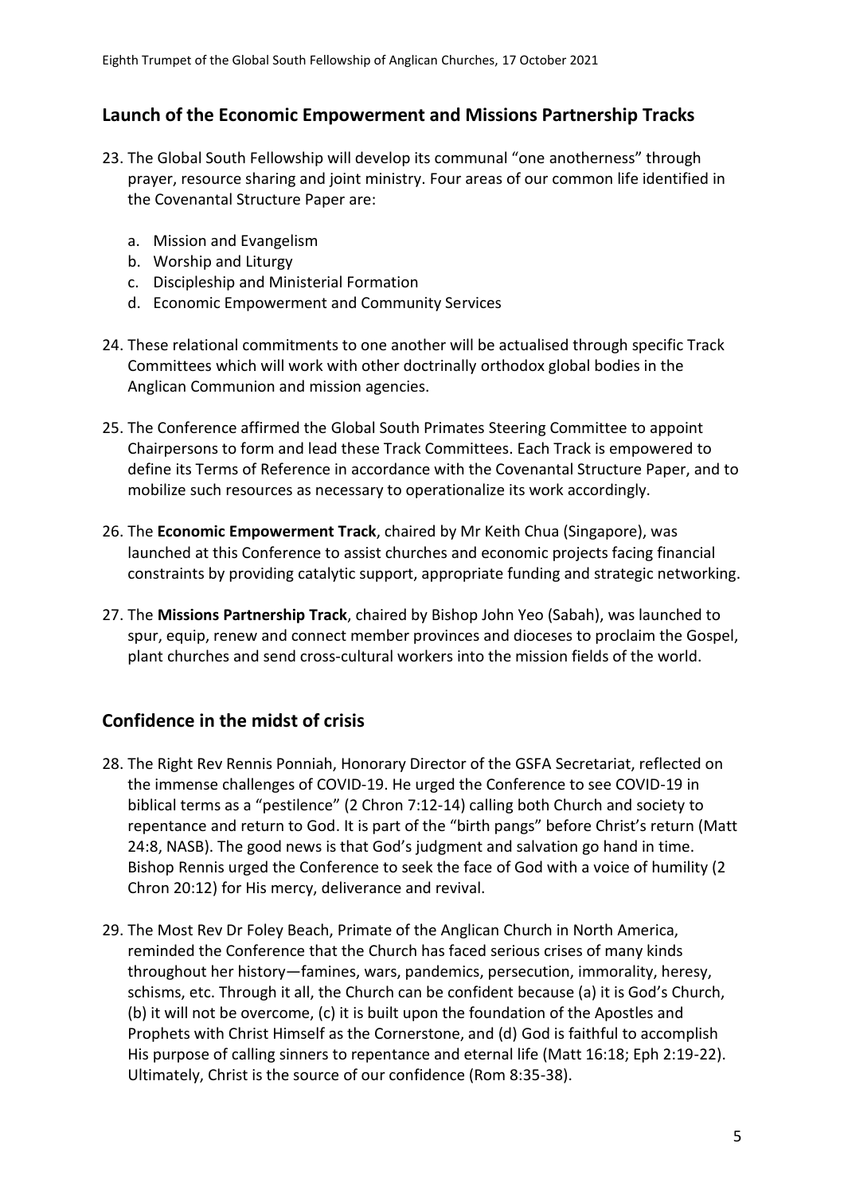## Launch of the Economic Empowerment and Missions Partnership Tracks

23. The Global South Fellowship will develop its communal "one anotherness" through prayer, resource sharing and joint ministry. Four areas of our common life identified in the Covenantal Structure Paper are:

    a. Mission and Evangelism
    b. Worship and Liturgy
    c. Discipleship and Ministerial Formation
    d. Economic Empowerment and Community Services

24. These relational commitments to one another will be actualised through specific Track Committees which will work with other doctrinally orthodox global bodies in the Anglican Communion and mission agencies.

25. The Conference affirmed the Global South Primates Steering Committee to appoint Chairpersons to form and lead these Track Committees. Each Track is empowered to define its Terms of Reference in accordance with the Covenantal Structure Paper, and to mobilize such resources as necessary to operationalize its work accordingly.

26. The **Economic Empowerment Track**, chaired by Mr Keith Chua (Singapore), was launched at this Conference to assist churches and economic projects facing financial constraints by providing catalytic support, appropriate funding and strategic networking.

27. The **Missions Partnership Track**, chaired by Bishop John Yeo (Sabah), was launched to spur, equip, renew and connect member provinces and dioceses to proclaim the Gospel, plant churches and send cross-cultural workers into the mission fields of the world.

## Confidence in the midst of crisis

28. The Right Rev Rennis Ponniah, Honorary Director of the GSFA Secretariat, reflected on the immense challenges of COVID-19. He urged the Conference to see COVID-19 in biblical terms as a "pestilence" (2 Chron 7:12-14) calling both Church and society to repentance and return to God. It is part of the "birth pangs" before Christ's return (Matt 24:8, NASB). The good news is that God's judgment and salvation go hand in time. Bishop Rennis urged the Conference to seek the face of God with a voice of humility (2 Chron 20:12) for His mercy, deliverance and revival.

29. The Most Rev Dr Foley Beach, Primate of the Anglican Church in North America, reminded the Conference that the Church has faced serious crises of many kinds throughout her history—famines, wars, pandemics, persecution, immorality, heresy, schisms, etc. Through it all, the Church can be confident because (a) it is God's Church, (b) it will not be overcome, (c) it is built upon the foundation of the Apostles and Prophets with Christ Himself as the Cornerstone, and (d) God is faithful to accomplish His purpose of calling sinners to repentance and eternal life (Matt 16:18; Eph 2:19-22). Ultimately, Christ is the source of our confidence (Rom 8:35-38).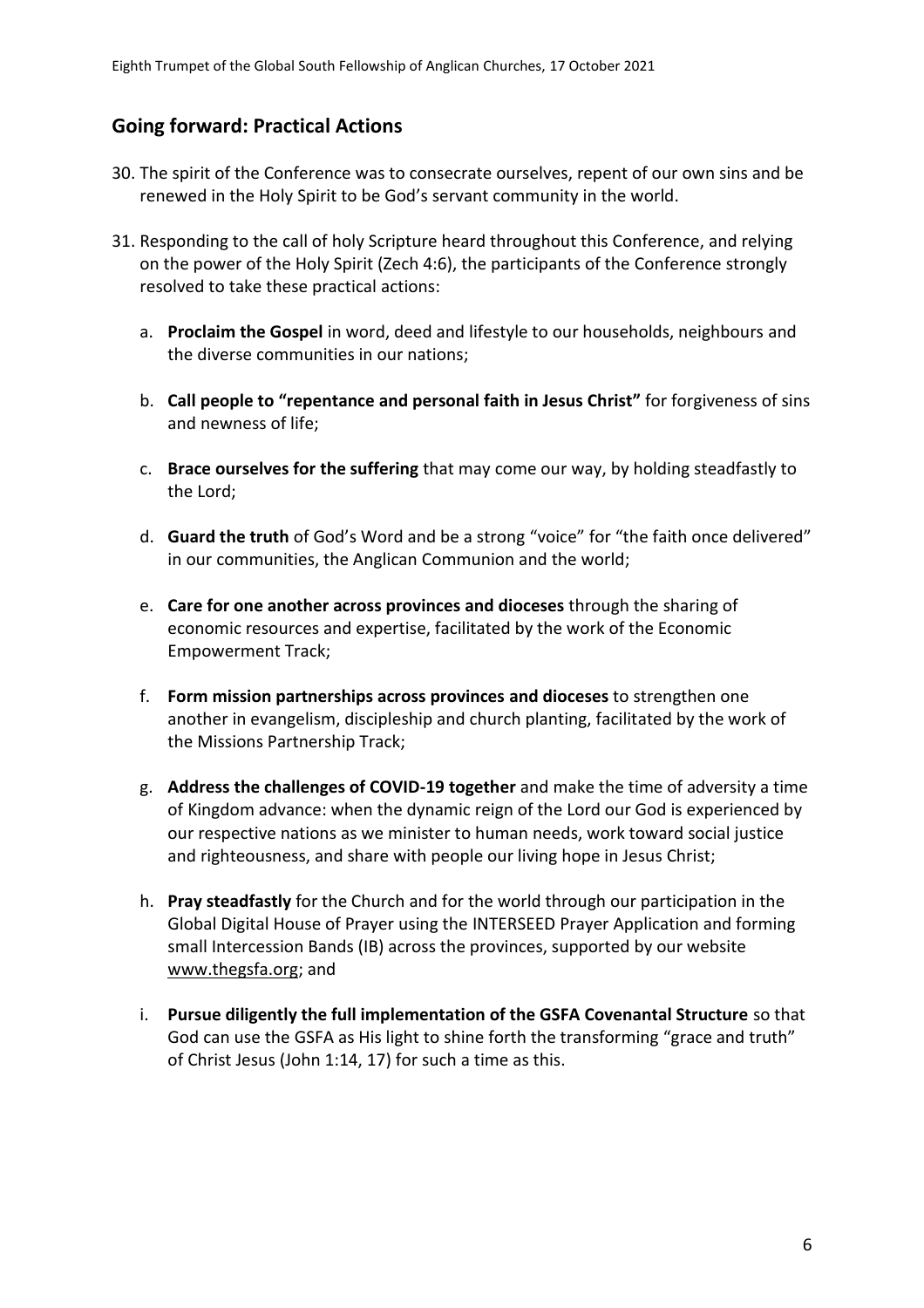## Going forward: Practical Actions

30. The spirit of the Conference was to consecrate ourselves, repent of our own sins and be renewed in the Holy Spirit to be God's servant community in the world.

31. Responding to the call of holy Scripture heard throughout this Conference, and relying on the power of the Holy Spirit (Zech 4:6), the participants of the Conference strongly resolved to take these practical actions:

    a. **Proclaim the Gospel** in word, deed and lifestyle to our households, neighbours and the diverse communities in our nations;

    b. **Call people to "repentance and personal faith in Jesus Christ"** for forgiveness of sins and newness of life;

    c. **Brace ourselves for the suffering** that may come our way, by holding steadfastly to the Lord;

    d. **Guard the truth** of God's Word and be a strong "voice" for "the faith once delivered" in our communities, the Anglican Communion and the world;

    e. **Care for one another across provinces and dioceses** through the sharing of economic resources and expertise, facilitated by the work of the Economic Empowerment Track;

    f. **Form mission partnerships across provinces and dioceses** to strengthen one another in evangelism, discipleship and church planting, facilitated by the work of the Missions Partnership Track;

    g. **Address the challenges of COVID-19 together** and make the time of adversity a time of Kingdom advance: when the dynamic reign of the Lord our God is experienced by our respective nations as we minister to human needs, work toward social justice and righteousness, and share with people our living hope in Jesus Christ;

    h. **Pray steadfastly** for the Church and for the world through our participation in the Global Digital House of Prayer using the INTERSEED Prayer Application and forming small Intercession Bands (IB) across the provinces, supported by our website www.thegsfa.org; and

    i. **Pursue diligently the full implementation of the GSFA Covenantal Structure** so that God can use the GSFA as His light to shine forth the transforming "grace and truth" of Christ Jesus (John 1:14, 17) for such a time as this.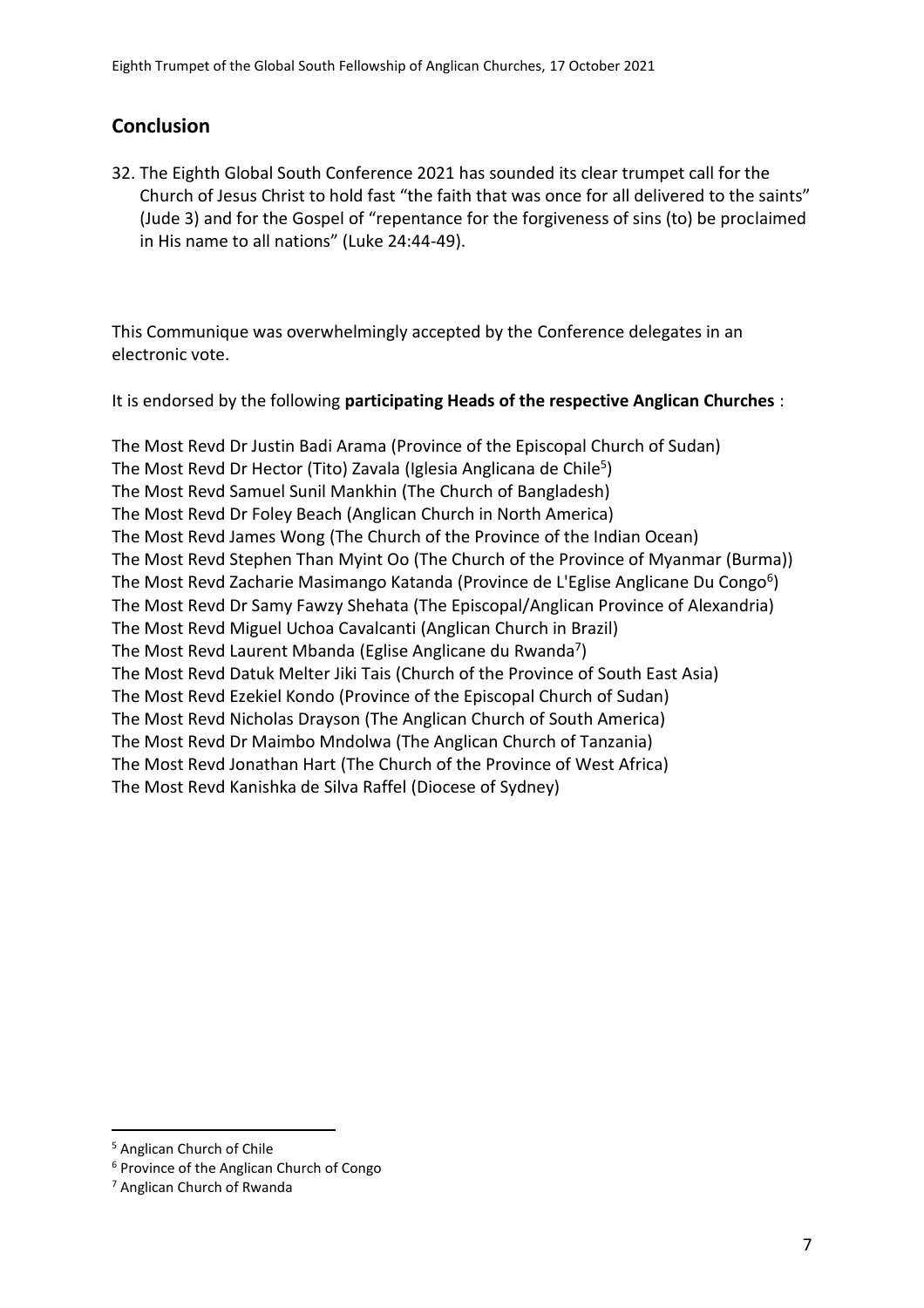## Conclusion

32. The Eighth Global South Conference 2021 has sounded its clear trumpet call for the Church of Jesus Christ to hold fast "the faith that was once for all delivered to the saints" (Jude 3) and for the Gospel of "repentance for the forgiveness of sins (to) be proclaimed in His name to all nations" (Luke 24:44-49).

This Communique was overwhelmingly accepted by the Conference delegates in an electronic vote.

It is endorsed by the following **participating Heads of the respective Anglican Churches** :

The Most Revd Dr Justin Badi Arama (Province of the Episcopal Church of Sudan)  
The Most Revd Dr Hector (Tito) Zavala (Iglesia Anglicana de Chile[5])  
The Most Revd Samuel Sunil Mankhin (The Church of Bangladesh)  
The Most Revd Dr Foley Beach (Anglican Church in North America)  
The Most Revd James Wong (The Church of the Province of the Indian Ocean)  
The Most Revd Stephen Than Myint Oo (The Church of the Province of Myanmar (Burma))  
The Most Revd Zacharie Masimango Katanda (Province de L'Eglise Anglicane Du Congo[6])  
The Most Revd Dr Samy Fawzy Shehata (The Episcopal/Anglican Province of Alexandria)  
The Most Revd Miguel Uchoa Cavalcanti (Anglican Church in Brazil)  
The Most Revd Laurent Mbanda (Eglise Anglicane du Rwanda[7])  
The Most Revd Datuk Melter Jiki Tais (Church of the Province of South East Asia)  
The Most Revd Ezekiel Kondo (Province of the Episcopal Church of Sudan)  
The Most Revd Nicholas Drayson (The Anglican Church of South America)  
The Most Revd Dr Maimbo Mndolwa (The Anglican Church of Tanzania)  
The Most Revd Jonathan Hart (The Church of the Province of West Africa)  
The Most Revd Kanishka de Silva Raffel (Diocese of Sydney)

---

[5] Anglican Church of Chile  
[6] Province of the Anglican Church of Congo  
[7] Anglican Church of Rwanda